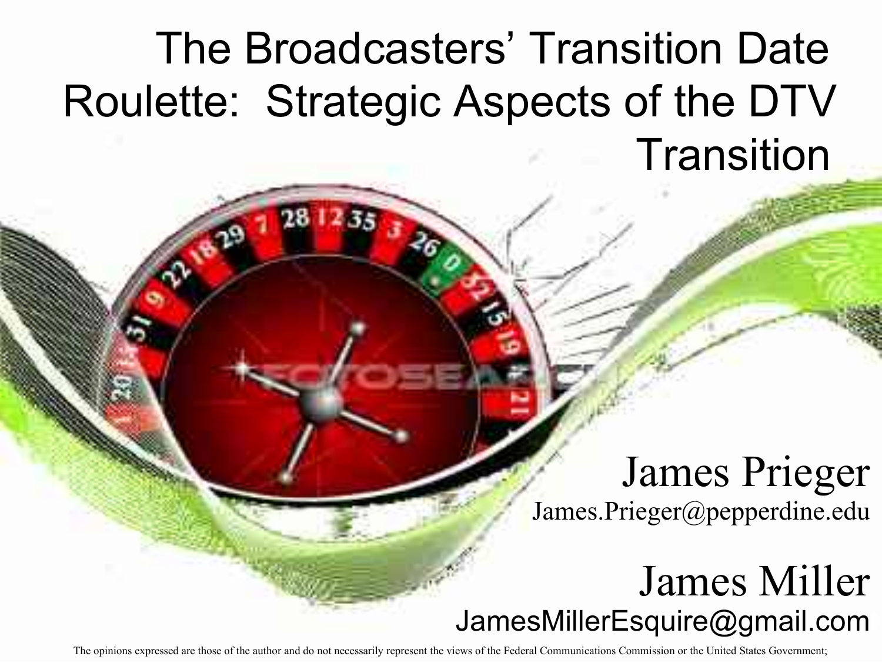# The Broadcasters' Transition Date Roulette: Strategic Aspects of the DTV Transition

James Prieger
James.Prieger@pepperdine.edu

James Miller
JamesMillerEsquire@gmail.com

The opinions expressed are those of the author and do not necessarily represent the views of the Federal Communications Commission or the United States Government;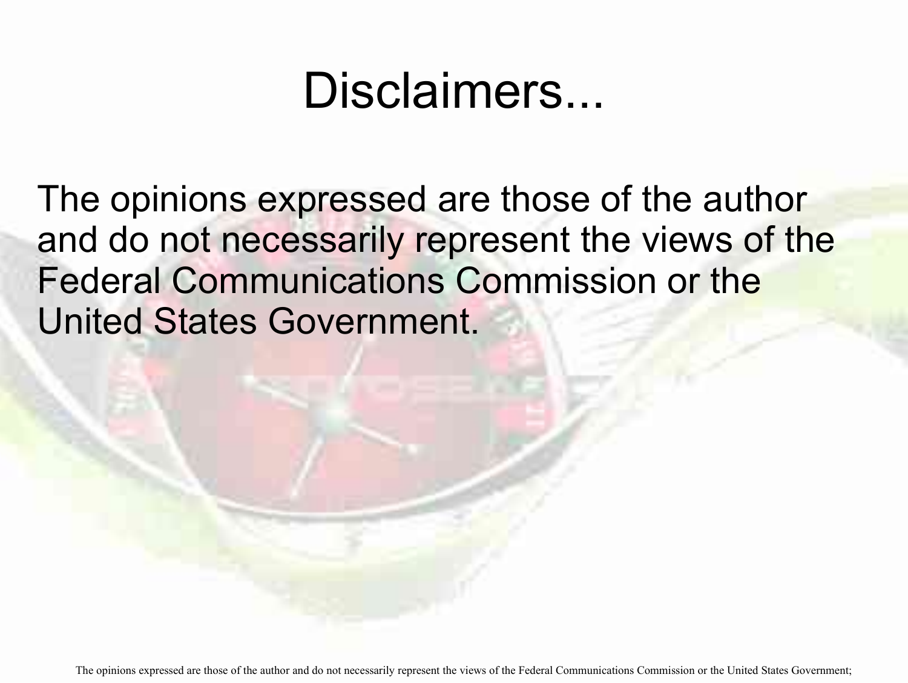# Disclaimers...

The opinions expressed are those of the author and do not necessarily represent the views of the Federal Communications Commission or the United States Government.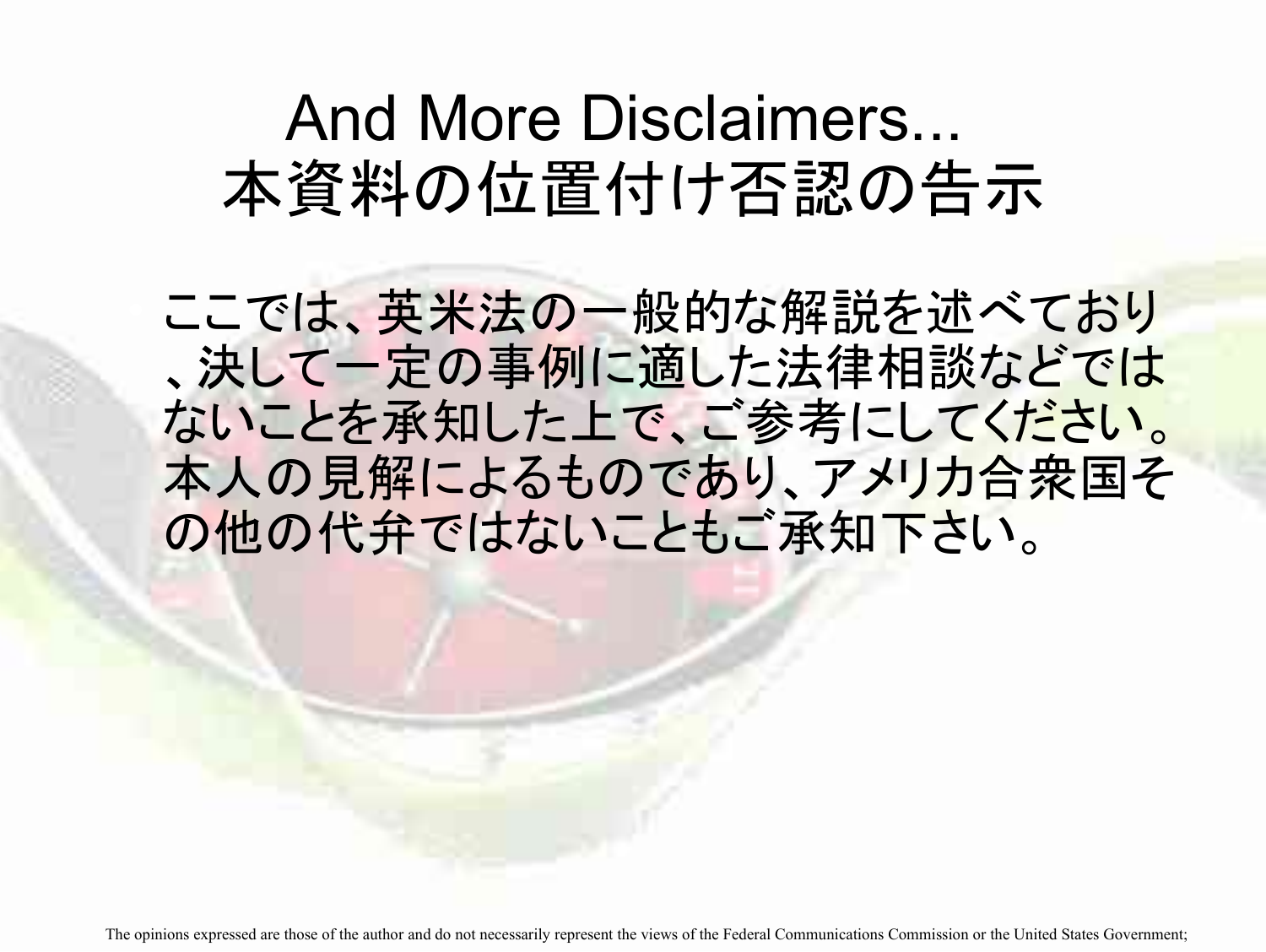# And More Disclaimers...
# 本資料の位置付け否認の告示

ここでは、英米法の一般的な解説を述べており、決して一定の事例に適した法律相談などではないことを承知した上で、ご参考にしてください。本人の見解によるものであり、アメリカ合衆国その他の代弁ではないこともご承知下さい。

The opinions expressed are those of the author and do not necessarily represent the views of the Federal Communications Commission or the United States Government;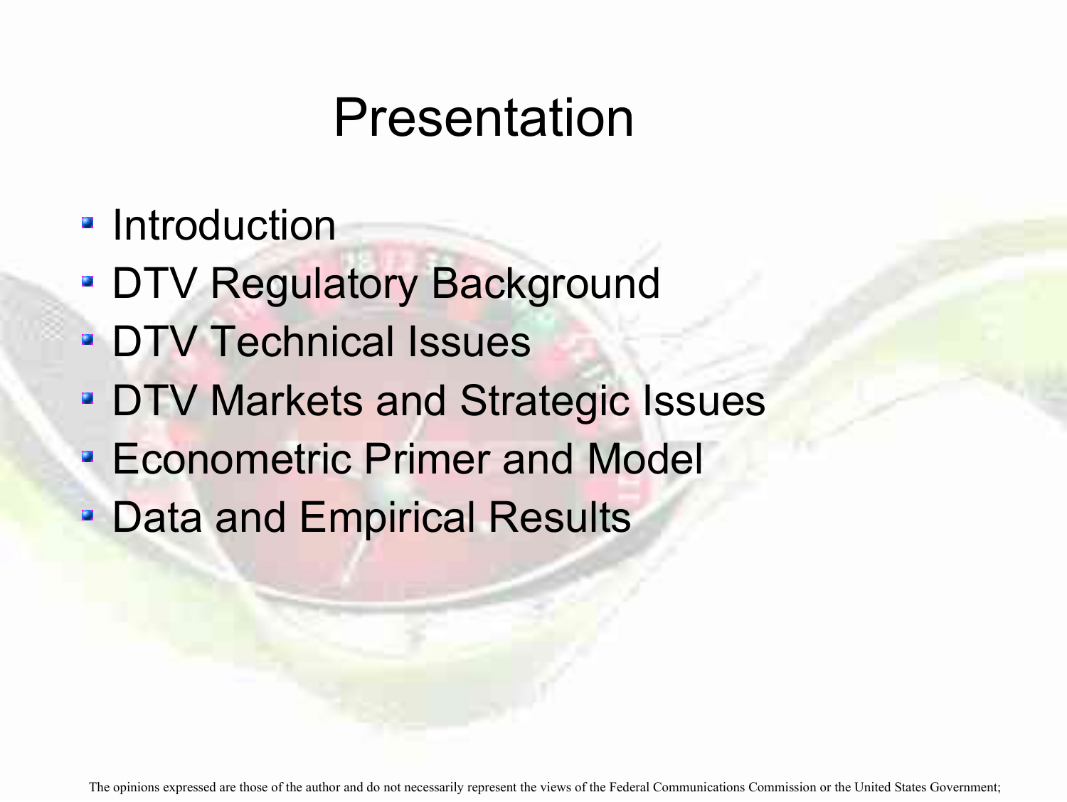# Presentation

- Introduction
- DTV Regulatory Background
- DTV Technical Issues
- DTV Markets and Strategic Issues
- Econometric Primer and Model
- Data and Empirical Results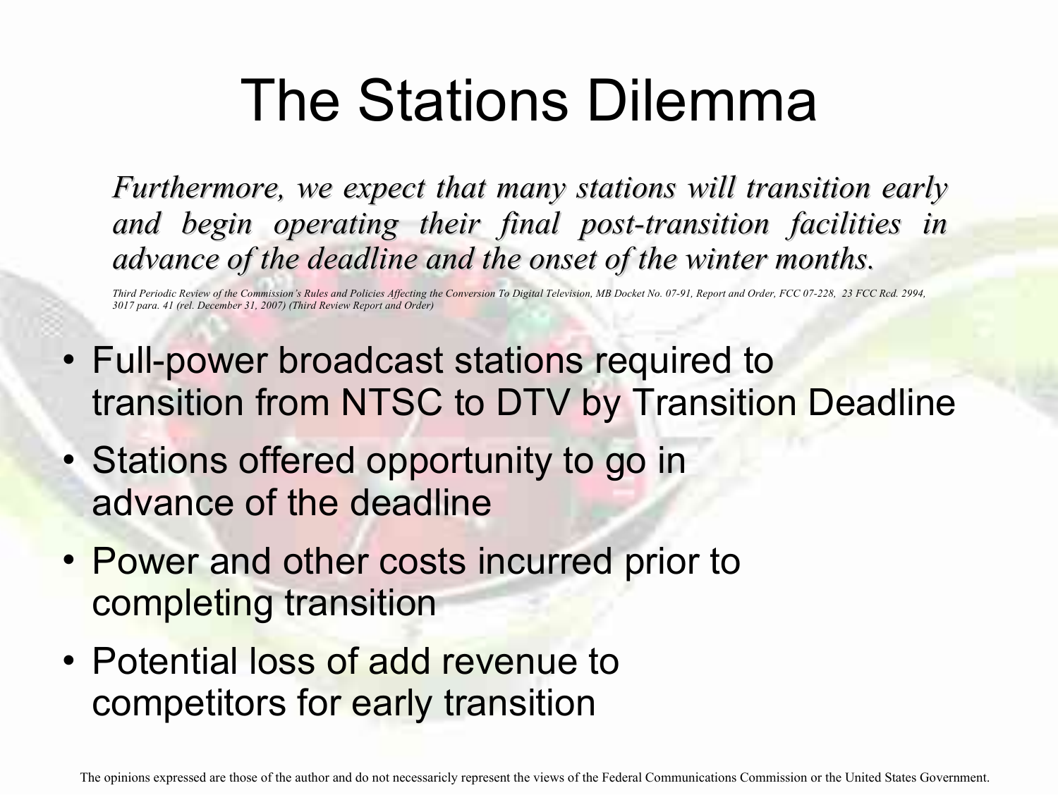# The Stations Dilemma

*Furthermore, we expect that many stations will transition early and begin operating their final post-transition facilities in advance of the deadline and the onset of the winter months.*

*Third Periodic Review of the Commission's Rules and Policies Affecting the Conversion To Digital Television, MB Docket No. 07-91, Report and Order, FCC 07-228, 23 FCC Rcd. 2994, 3017 para. 41 (rel. December 31, 2007) (Third Review Report and Order)*

- Full-power broadcast stations required to transition from NTSC to DTV by Transition Deadline
- Stations offered opportunity to go in advance of the deadline
- Power and other costs incurred prior to completing transition
- Potential loss of add revenue to competitors for early transition

The opinions expressed are those of the author and do not necessaricly represent the views of the Federal Communications Commission or the United States Government.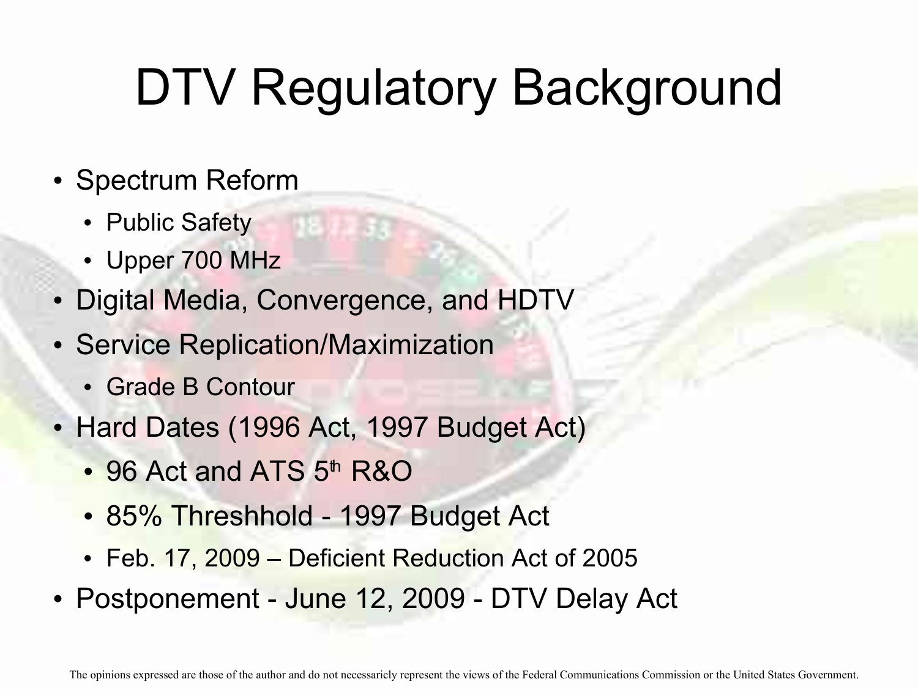# DTV Regulatory Background

- Spectrum Reform
  - Public Safety
  - Upper 700 MHz
- Digital Media, Convergence, and HDTV
- Service Replication/Maximization
  - Grade B Contour
- Hard Dates (1996 Act, 1997 Budget Act)
  - 96 Act and ATS 5th R&O
  - 85% Threshhold - 1997 Budget Act
  - Feb. 17, 2009 – Deficient Reduction Act of 2005
- Postponement - June 12, 2009 - DTV Delay Act

The opinions expressed are those of the author and do not necessaricly represent the views of the Federal Communications Commission or the United States Government.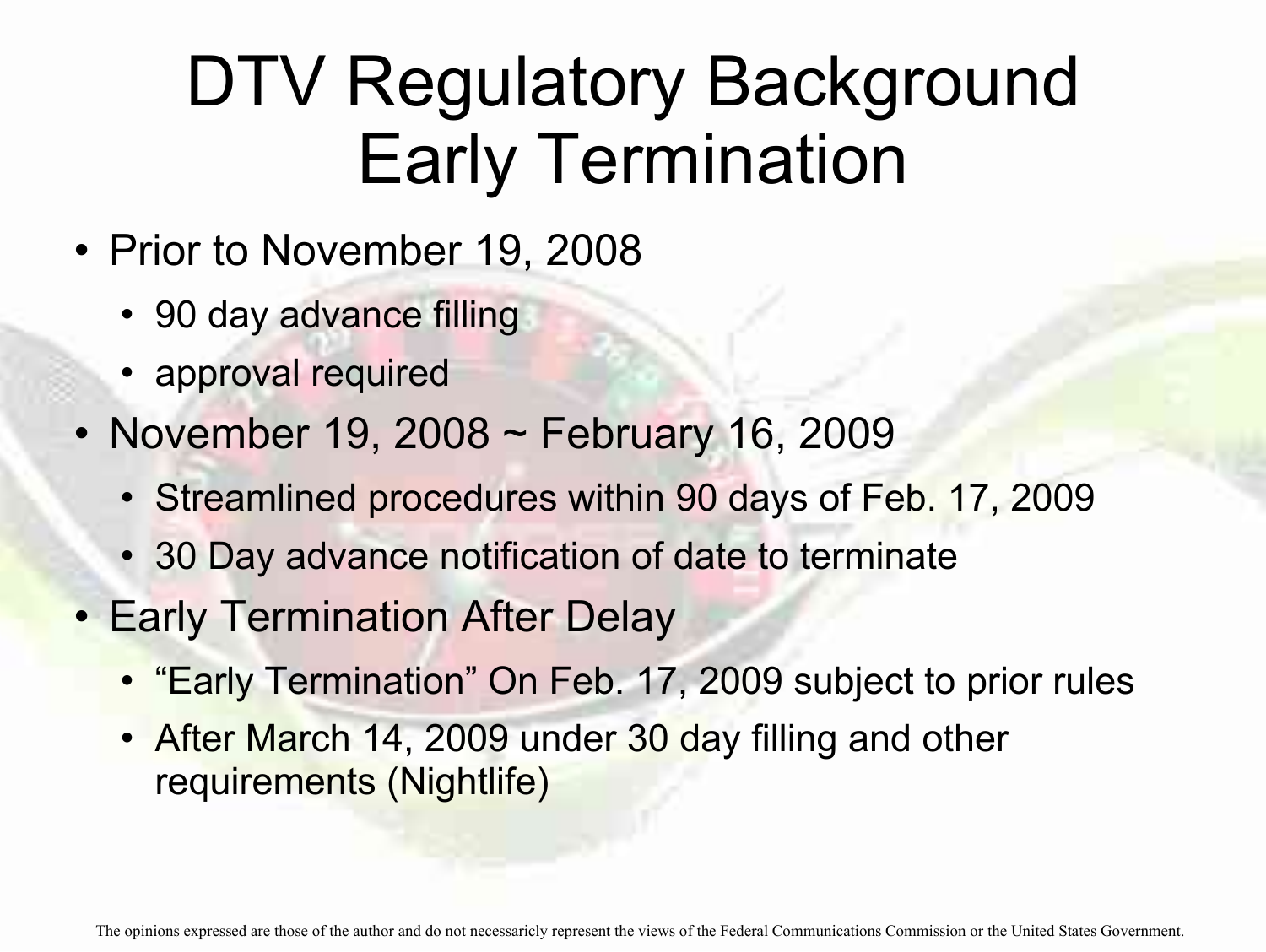# DTV Regulatory Background Early Termination

- Prior to November 19, 2008
  - 90 day advance filling
  - approval required
- November 19, 2008 ~ February 16, 2009
  - Streamlined procedures within 90 days of Feb. 17, 2009
  - 30 Day advance notification of date to terminate
- Early Termination After Delay
  - “Early Termination” On Feb. 17, 2009 subject to prior rules
  - After March 14, 2009 under 30 day filling and other requirements (Nightlife)

The opinions expressed are those of the author and do not necessaricly represent the views of the Federal Communications Commission or the United States Government.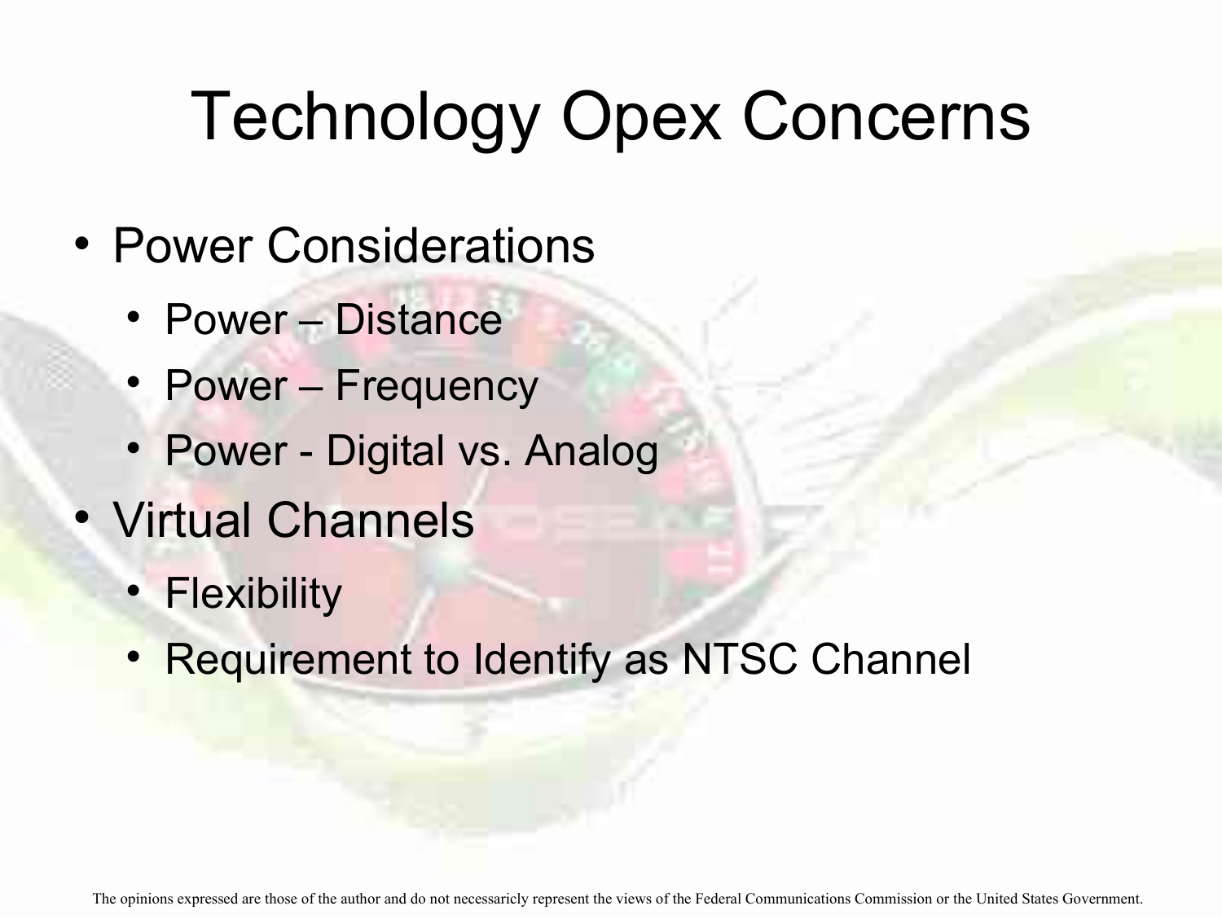# Technology Opex Concerns

- Power Considerations
  - Power – Distance
  - Power – Frequency
  - Power - Digital vs. Analog
- Virtual Channels
  - Flexibility
  - Requirement to Identify as NTSC Channel

The opinions expressed are those of the author and do not necessaricly represent the views of the Federal Communications Commission or the United States Government.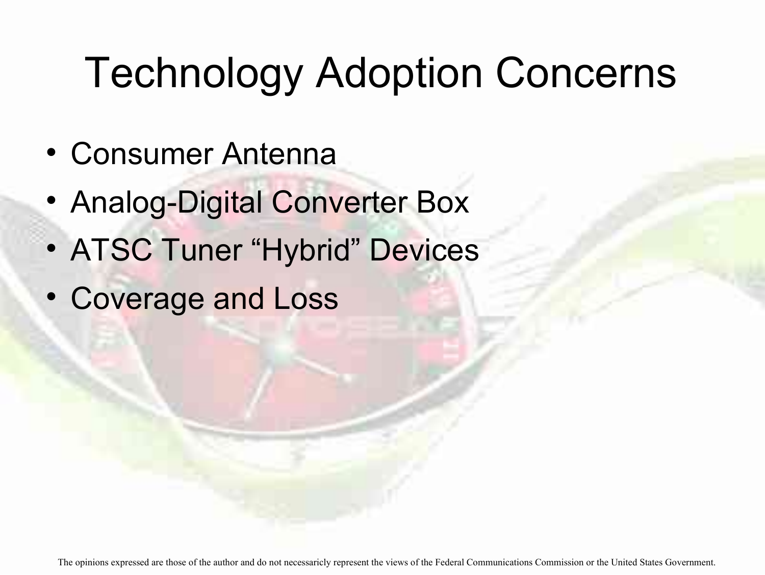# Technology Adoption Concerns

- Consumer Antenna
- Analog-Digital Converter Box
- ATSC Tuner "Hybrid" Devices
- Coverage and Loss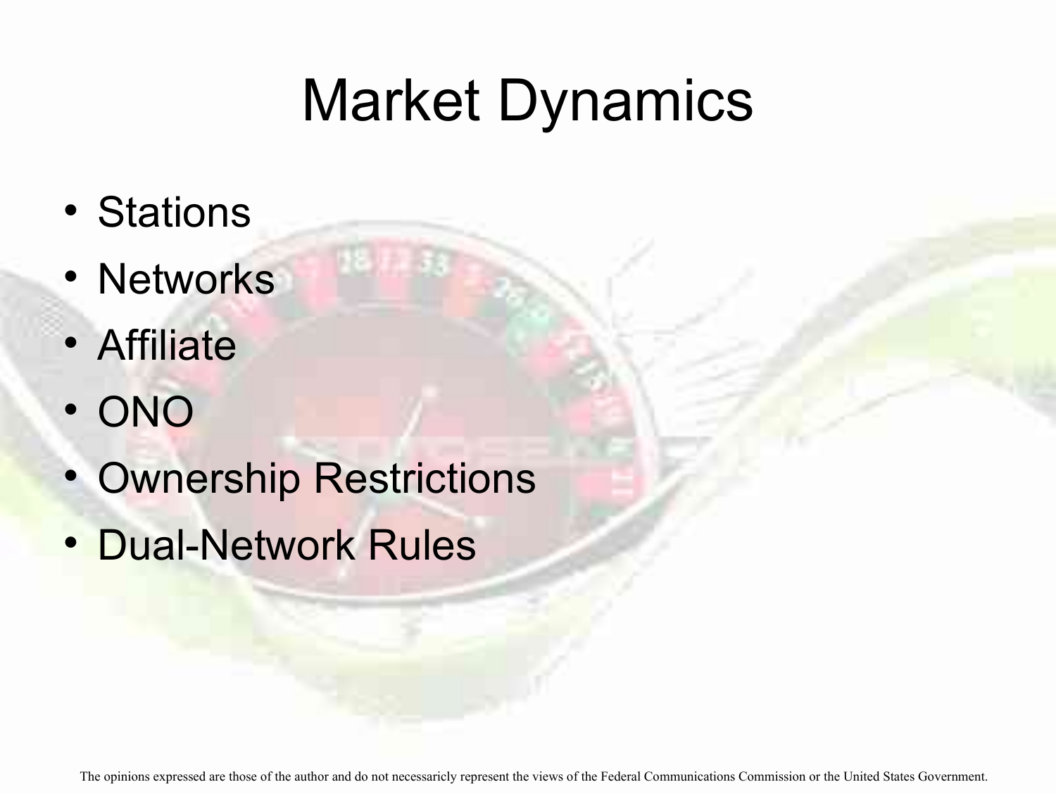# Market Dynamics

- Stations
- Networks
- Affiliate
- ONO
- Ownership Restrictions
- Dual-Network Rules

The opinions expressed are those of the author and do not necessaricly represent the views of the Federal Communications Commission or the United States Government.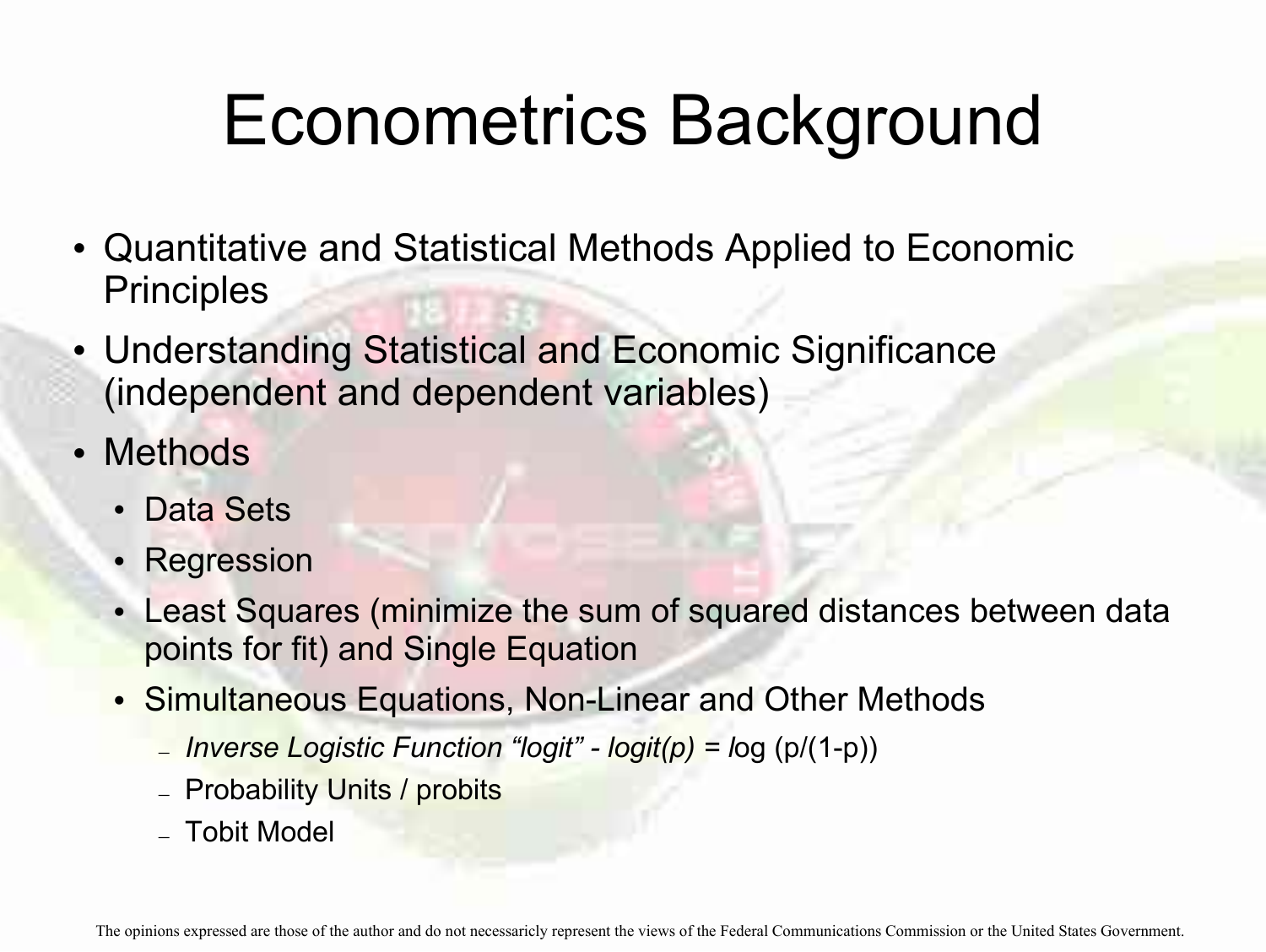# Econometrics Background

- Quantitative and Statistical Methods Applied to Economic Principles
- Understanding Statistical and Economic Significance (independent and dependent variables)
- Methods
  - Data Sets
  - Regression
  - Least Squares (minimize the sum of squared distances between data points for fit) and Single Equation
  - Simultaneous Equations, Non-Linear and Other Methods
    - *Inverse Logistic Function "logit" - logit(p)* = *l*og (p/(1-p))
    - Probability Units / probits
    - Tobit Model

The opinions expressed are those of the author and do not necessaricly represent the views of the Federal Communications Commission or the United States Government.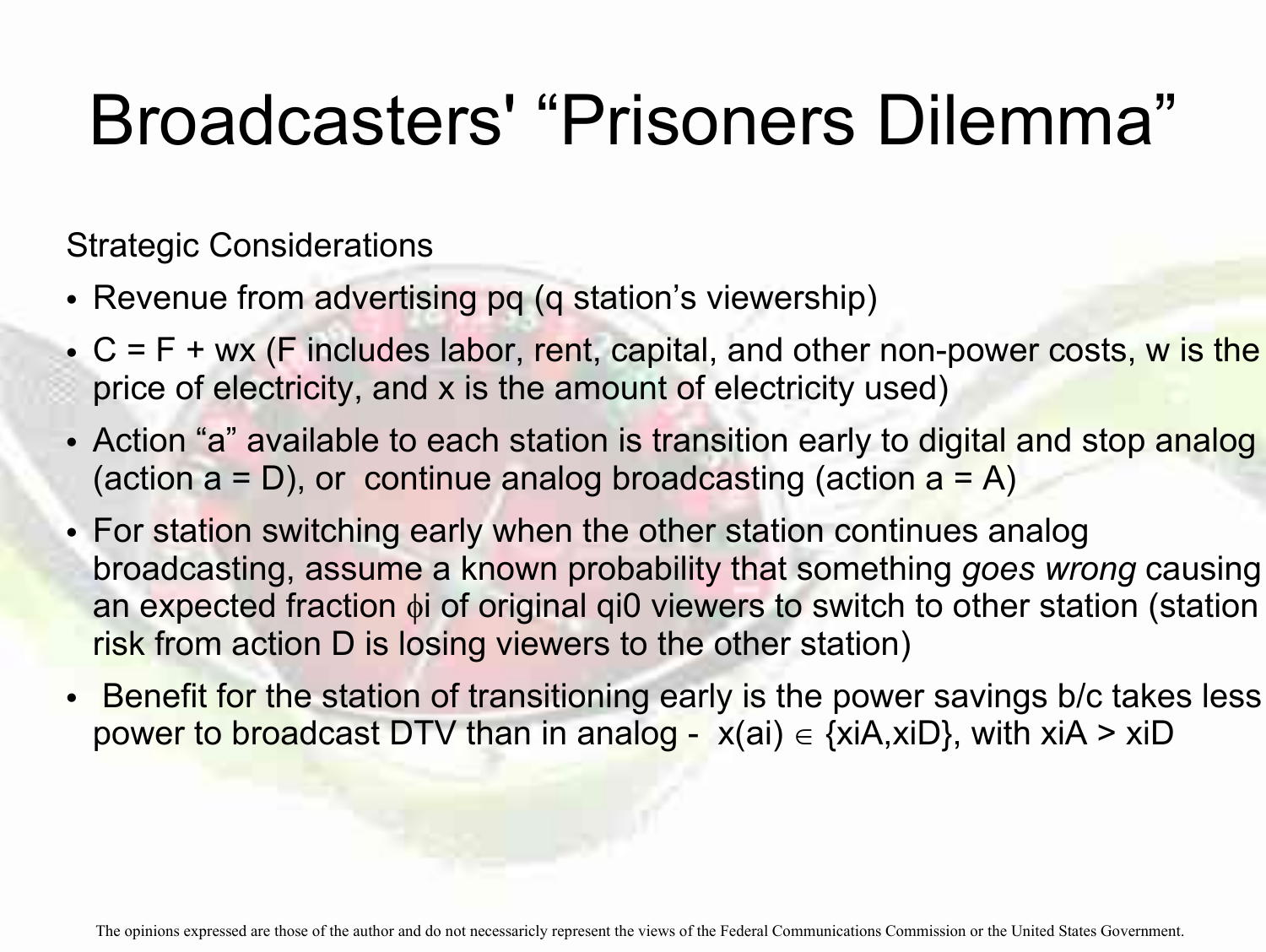# Broadcasters' “Prisoners Dilemma”

Strategic Considerations

- Revenue from advertising $pq$ ($q$ station’s viewership)
- $C = F + wx$ ($F$ includes labor, rent, capital, and other non-power costs, $w$ is the price of electricity, and $x$ is the amount of electricity used)
- Action “a” available to each station is transition early to digital and stop analog (action $a = D$), or continue analog broadcasting (action $a = A$)
- For station switching early when the other station continues analog broadcasting, assume a known probability that something *goes wrong* causing an expected fraction $\phi_i$ of original $q_{i0}$ viewers to switch to other station (station risk from action D is losing viewers to the other station)
- Benefit for the station of transitioning early is the power savings b/c takes less power to broadcast DTV than in analog - $x(a_i) \in \{x_{iA}, x_{iD}\}$, with $x_{iA} > x_{iD}$

The opinions expressed are those of the author and do not necessaricly represent the views of the Federal Communications Commission or the United States Government.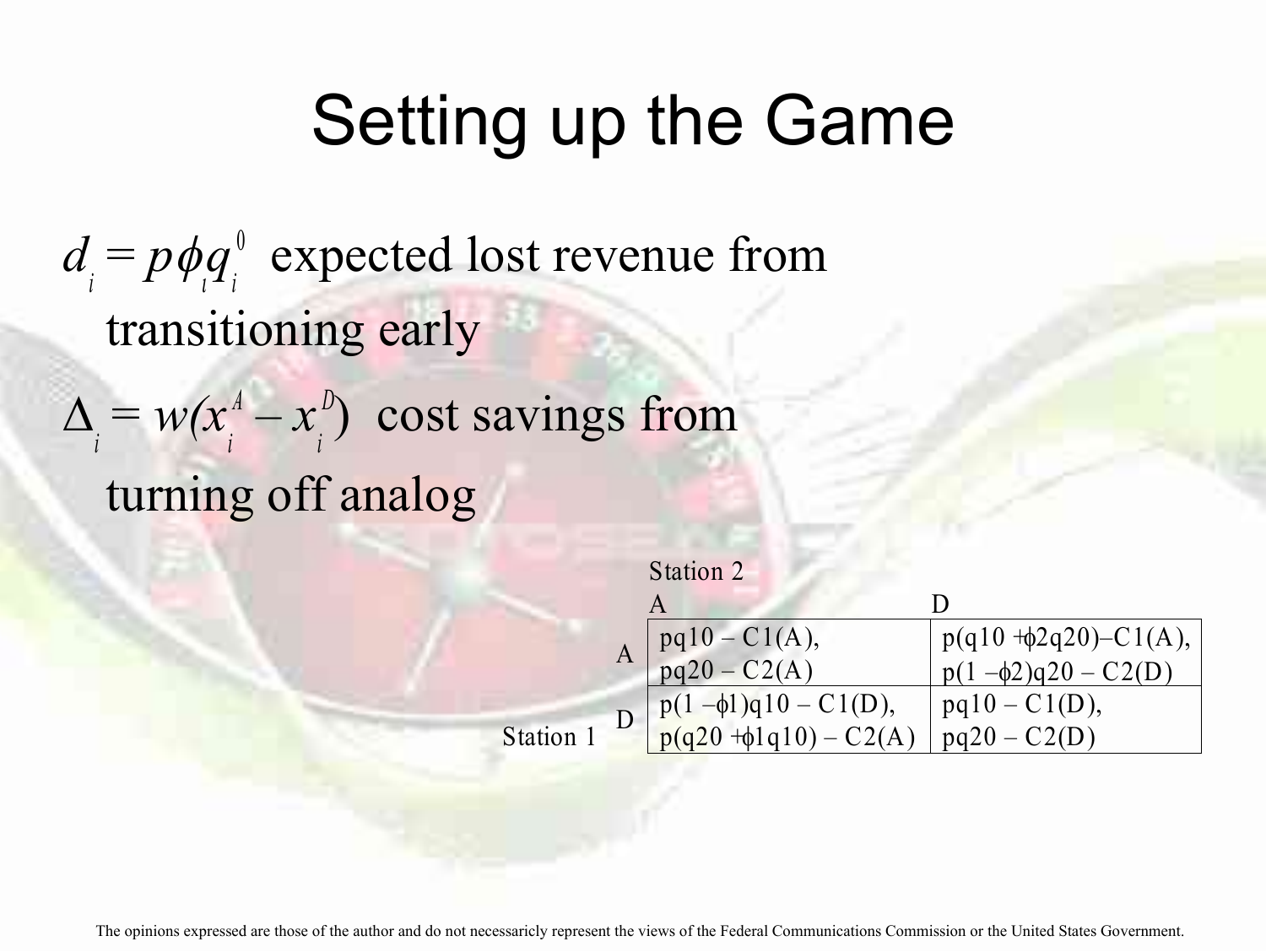# Setting up the Game

$d_i = p\phi_i q_i^0$ expected lost revenue from transitioning early

$\Delta_i = w(x_i^A - x_i^D)$ cost savings from turning off analog

| | | Station 2 | |
|---|---|---|---|
| | | A | D |
| Station 1 | A | $pq_{10} - C_1(A)$, $pq_{20} - C_2(A)$ | $p(q_{10} + \phi_2 q_{20}) - C_1(A)$, $p(1 - \phi_2)q_{20} - C_2(D)$ |
| | D | $p(1 - \phi_1)q_{10} - C_1(D)$, $p(q_{20} + \phi_1 q_{10}) - C_2(A)$ | $pq_{10} - C_1(D)$, $pq_{20} - C_2(D)$ |

The opinions expressed are those of the author and do not necessaricly represent the views of the Federal Communications Commission or the United States Government.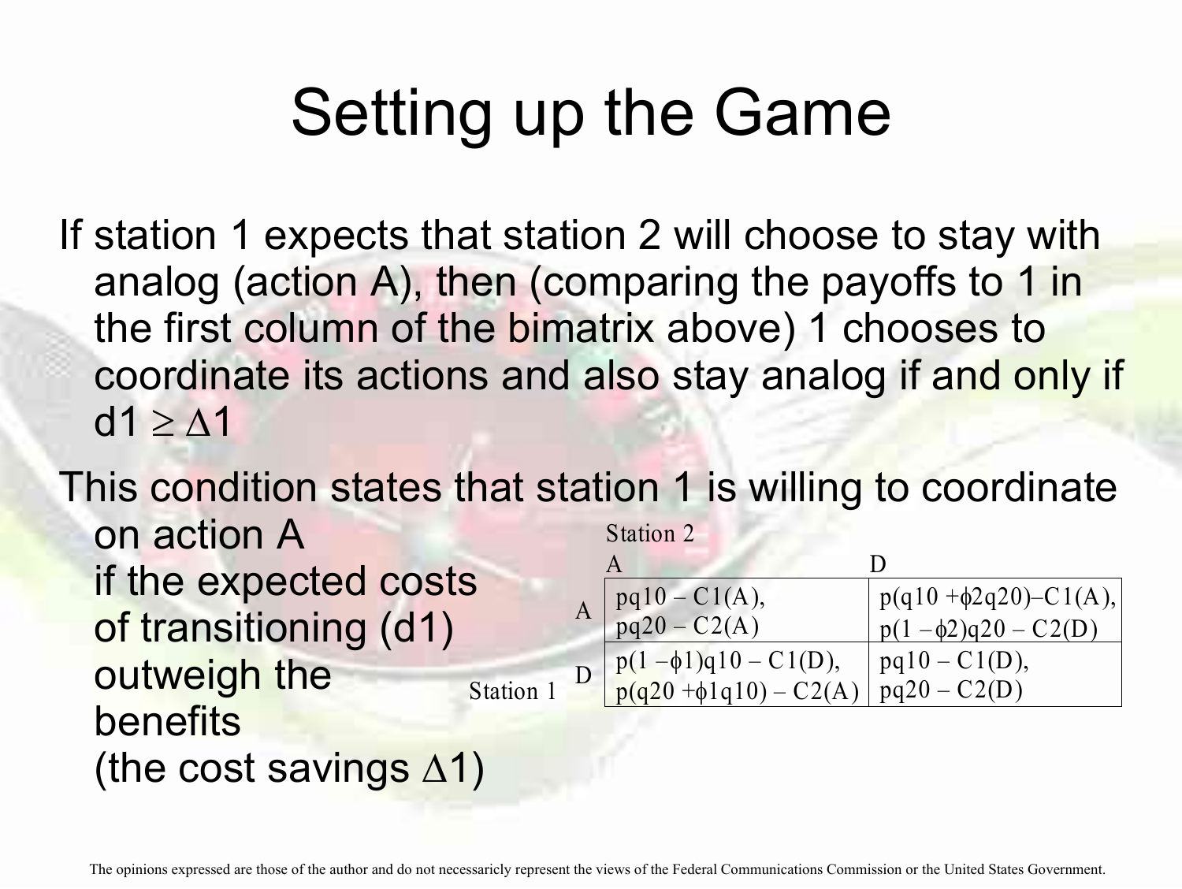# Setting up the Game

If station 1 expects that station 2 will choose to stay with analog (action A), then (comparing the payoffs to 1 in the first column of the bimatrix above) 1 chooses to coordinate its actions and also stay analog if and only if $d1 \geq \Delta 1$

This condition states that station 1 is willing to coordinate on action A if the expected costs of transitioning (d1) outweigh the benefits (the cost savings $\Delta 1$)

| Station 1 \ Station 2 | A | D |
|---|---|---|
| A | $pq10 - C1(A)$, $pq20 - C2(A)$ | $p(q10 + \phi 2q20) - C1(A)$, $p(1 - \phi 2)q20 - C2(D)$ |
| D | $p(1 - \phi 1)q10 - C1(D)$, $p(q20 + \phi 1q10) - C2(A)$ | $pq10 - C1(D)$, $pq20 - C2(D)$ |

The opinions expressed are those of the author and do not necessaricly represent the views of the Federal Communications Commission or the United States Government.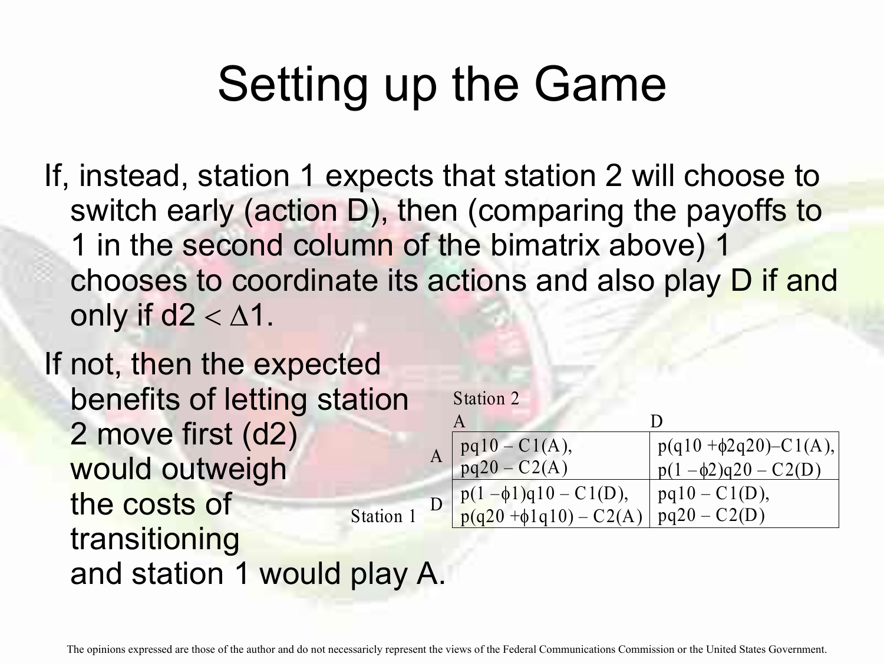# Setting up the Game

If, instead, station 1 expects that station 2 will choose to switch early (action D), then (comparing the payoffs to 1 in the second column of the bimatrix above) 1 chooses to coordinate its actions and also play D if and only if $d2 < \Delta 1$.

If not, then the expected benefits of letting station 2 move first (d2) would outweigh the costs of transitioning and station 1 would play A.

| | | Station 2: A | Station 2: D |
|---|---|---|---|
| Station 1 | A | $pq10 - C1(A)$, $pq20 - C2(A)$ | $p(q10 + \phi 2q20) - C1(A)$, $p(1 - \phi 2)q20 - C2(D)$ |
| | D | $p(1 - \phi 1)q10 - C1(D)$, $p(q20 + \phi 1q10) - C2(A)$ | $pq10 - C1(D)$, $pq20 - C2(D)$ |

The opinions expressed are those of the author and do not necessarily represent the views of the Federal Communications Commission or the United States Government.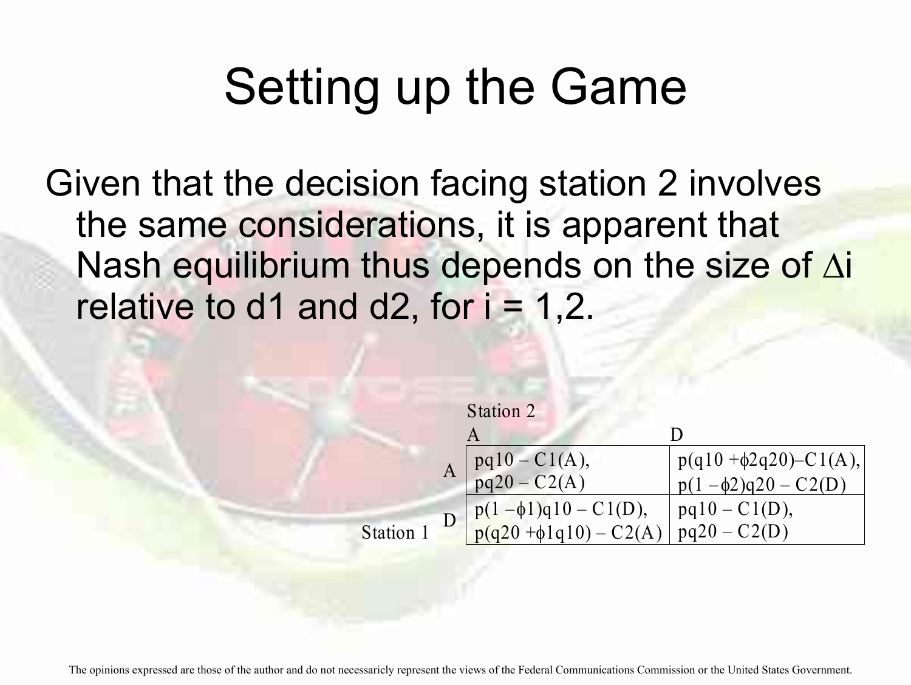# Setting up the Game

Given that the decision facing station 2 involves the same considerations, it is apparent that Nash equilibrium thus depends on the size of $\Delta i$ relative to d1 and d2, for i = 1,2.

| | | Station 2 | |
|---|---|---|---|
| | | A | D |
| Station 1 | A | $pq10 - C1(A)$, $pq20 - C2(A)$ | $p(q10 + \phi 2q20) - C1(A)$, $p(1 - \phi 2)q20 - C2(D)$ |
| | D | $p(1 - \phi 1)q10 - C1(D)$, $p(q20 + \phi 1q10) - C2(A)$ | $pq10 - C1(D)$, $pq20 - C2(D)$ |

The opinions expressed are those of the author and do not necessaricly represent the views of the Federal Communications Commission or the United States Government.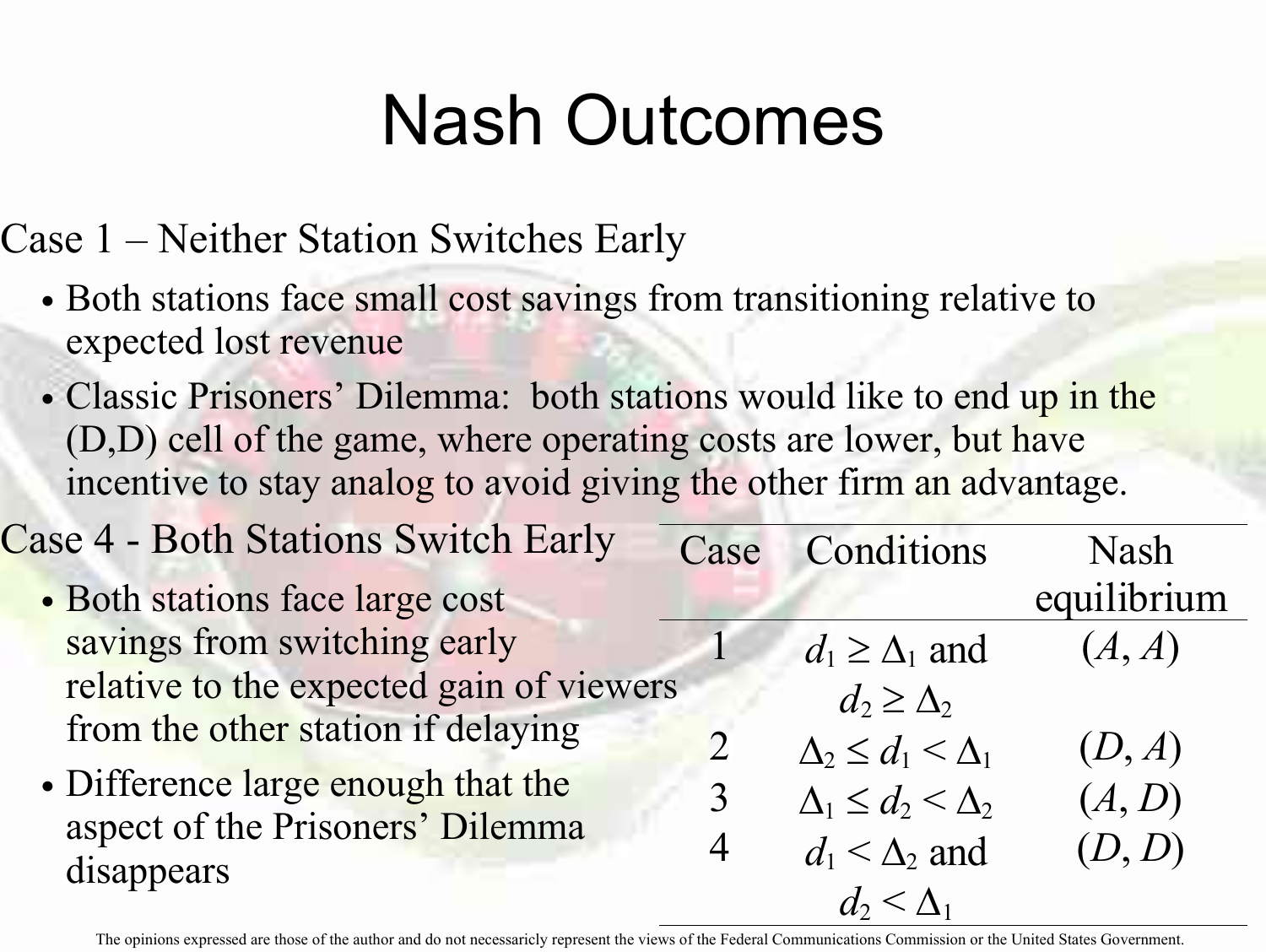# Nash Outcomes

Case 1 – Neither Station Switches Early

- Both stations face small cost savings from transitioning relative to expected lost revenue
- Classic Prisoners' Dilemma: both stations would like to end up in the (D,D) cell of the game, where operating costs are lower, but have incentive to stay analog to avoid giving the other firm an advantage.

Case 4 - Both Stations Switch Early

- Both stations face large cost savings from switching early relative to the expected gain of viewers from the other station if delaying
- Difference large enough that the aspect of the Prisoners' Dilemma disappears

| Case | Conditions | Nash equilibrium |
| --- | --- | --- |
| 1 | $d_1 \geq \Delta_1$ and $d_2 \geq \Delta_2$ | $(A, A)$ |
| 2 | $\Delta_2 \leq d_1 < \Delta_1$ | $(D, A)$ |
| 3 | $\Delta_1 \leq d_2 < \Delta_2$ | $(A, D)$ |
| 4 | $d_1 < \Delta_2$ and $d_2 < \Delta_1$ | $(D, D)$ |

The opinions expressed are those of the author and do not necessaricly represent the views of the Federal Communications Commission or the United States Government.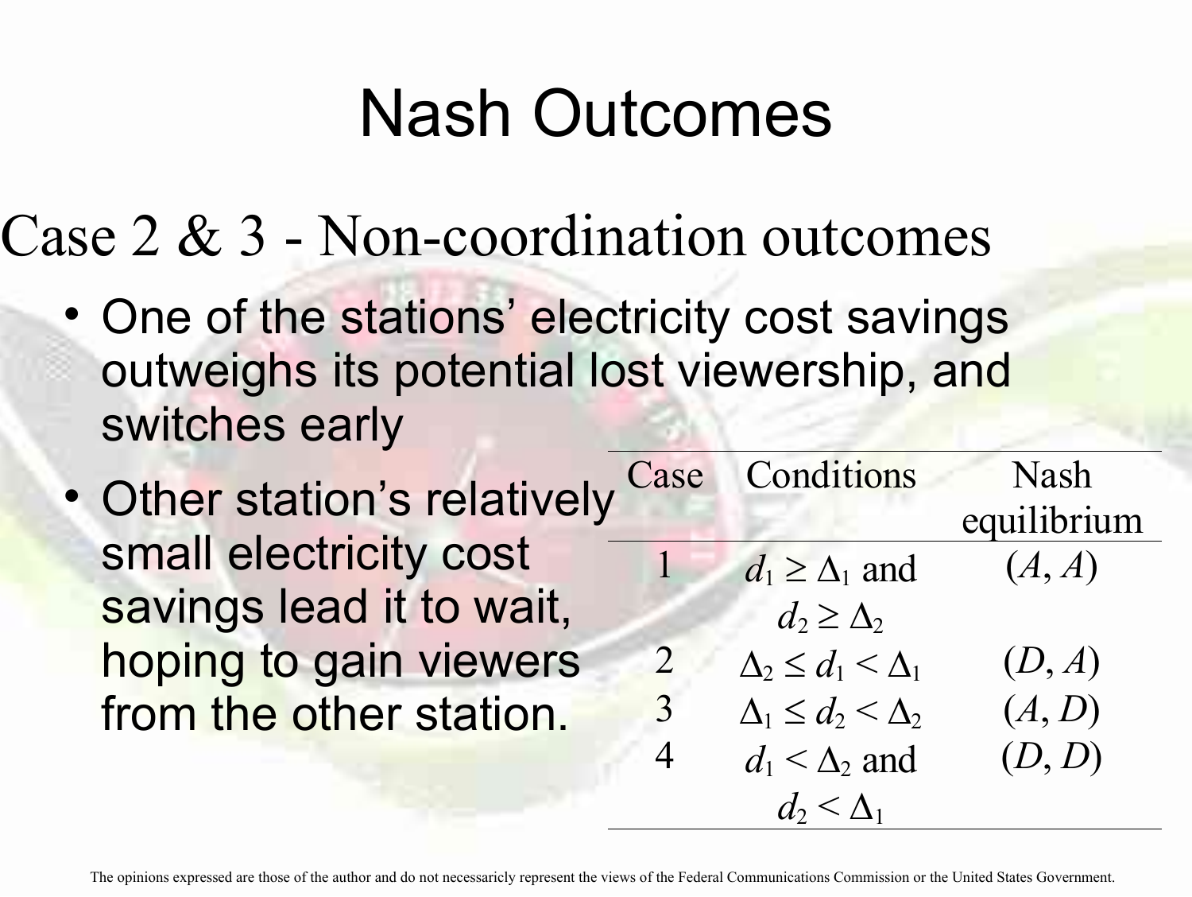# Nash Outcomes

## Case 2 & 3 - Non-coordination outcomes

- One of the stations' electricity cost savings outweighs its potential lost viewership, and switches early
- Other station's relatively small electricity cost savings lead it to wait, hoping to gain viewers from the other station.

| Case | Conditions | Nash equilibrium |
|---|---|---|
| 1 | $d_1 \geq \Delta_1$ and $d_2 \geq \Delta_2$ | $(A, A)$ |
| 2 | $\Delta_2 \leq d_1 < \Delta_1$ | $(D, A)$ |
| 3 | $\Delta_1 \leq d_2 < \Delta_2$ | $(A, D)$ |
| 4 | $d_1 < \Delta_2$ and $d_2 < \Delta_1$ | $(D, D)$ |

The opinions expressed are those of the author and do not necessaricly represent the views of the Federal Communications Commission or the United States Government.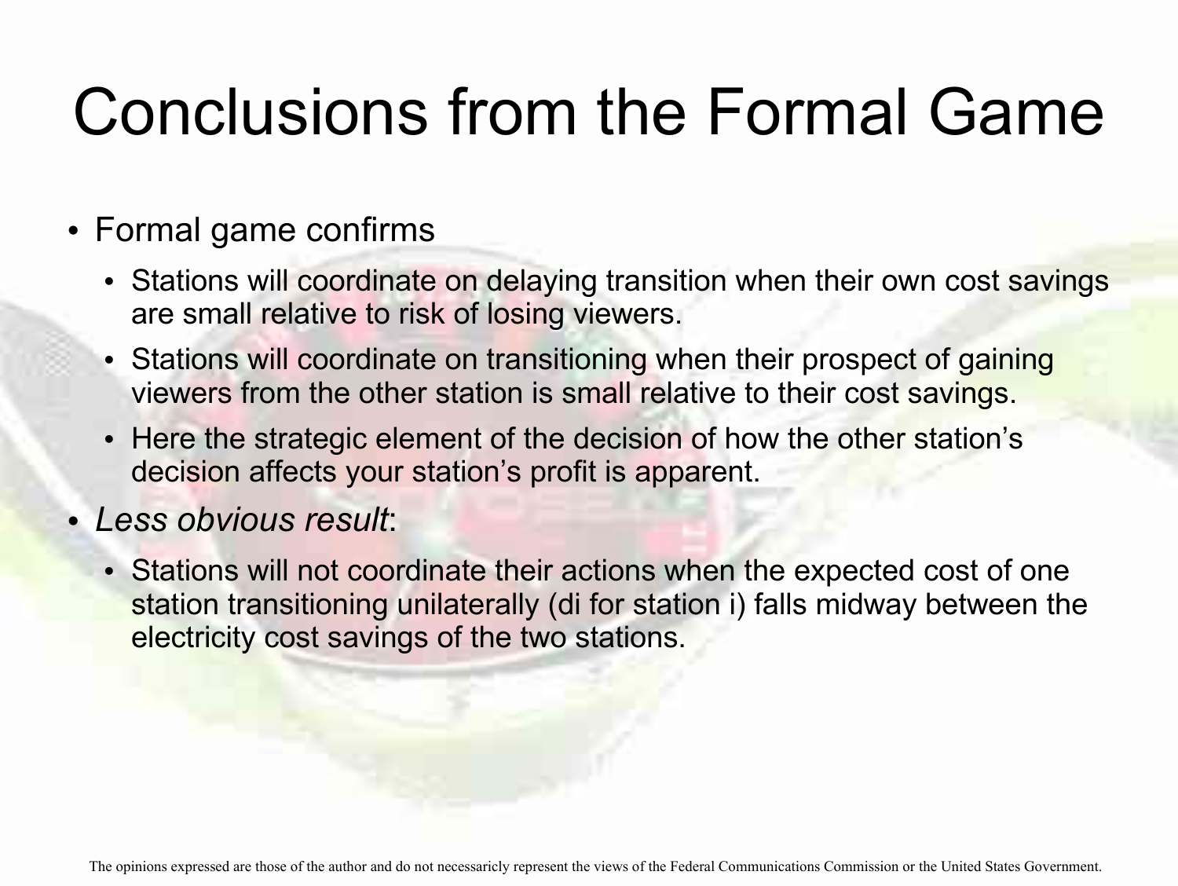# Conclusions from the Formal Game

- Formal game confirms
  - Stations will coordinate on delaying transition when their own cost savings are small relative to risk of losing viewers.
  - Stations will coordinate on transitioning when their prospect of gaining viewers from the other station is small relative to their cost savings.
  - Here the strategic element of the decision of how the other station's decision affects your station's profit is apparent.
- *Less obvious result*:
  - Stations will not coordinate their actions when the expected cost of one station transitioning unilaterally ($d_i$ for station $i$) falls midway between the electricity cost savings of the two stations.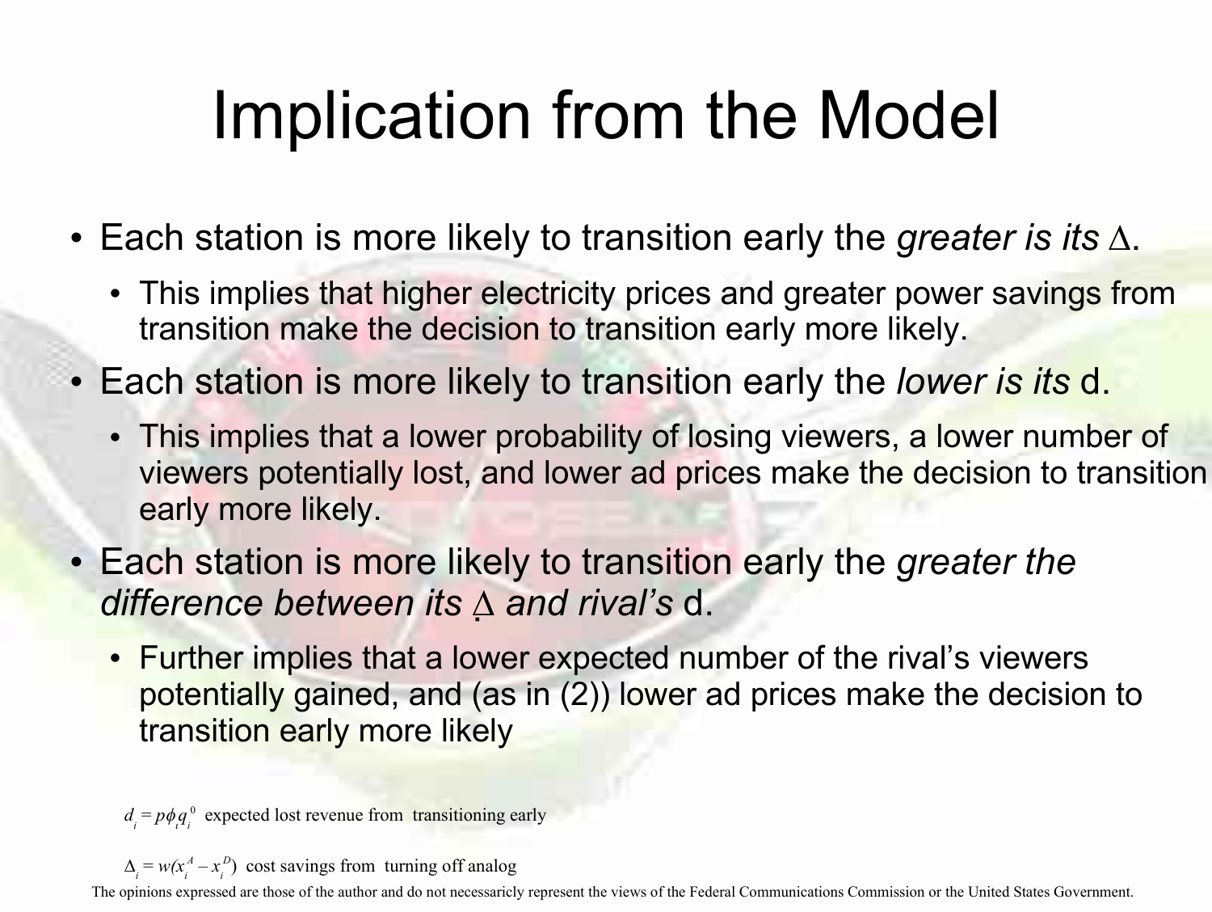# Implication from the Model

- Each station is more likely to transition early the *greater is its* $\Delta$.
  - This implies that higher electricity prices and greater power savings from transition make the decision to transition early more likely.
- Each station is more likely to transition early the *lower is its* d.
  - This implies that a lower probability of losing viewers, a lower number of viewers potentially lost, and lower ad prices make the decision to transition early more likely.
- Each station is more likely to transition early the *greater the difference between its* $\Delta$ *and rival's* d.
  - Further implies that a lower expected number of the rival's viewers potentially gained, and (as in (2)) lower ad prices make the decision to transition early more likely

$d_i = p\phi_i q_i^0$ expected lost revenue from transitioning early

$\Delta_i = w(x_i^A - x_i^D)$ cost savings from turning off analog

The opinions expressed are those of the author and do not necessaricly represent the views of the Federal Communications Commission or the United States Government.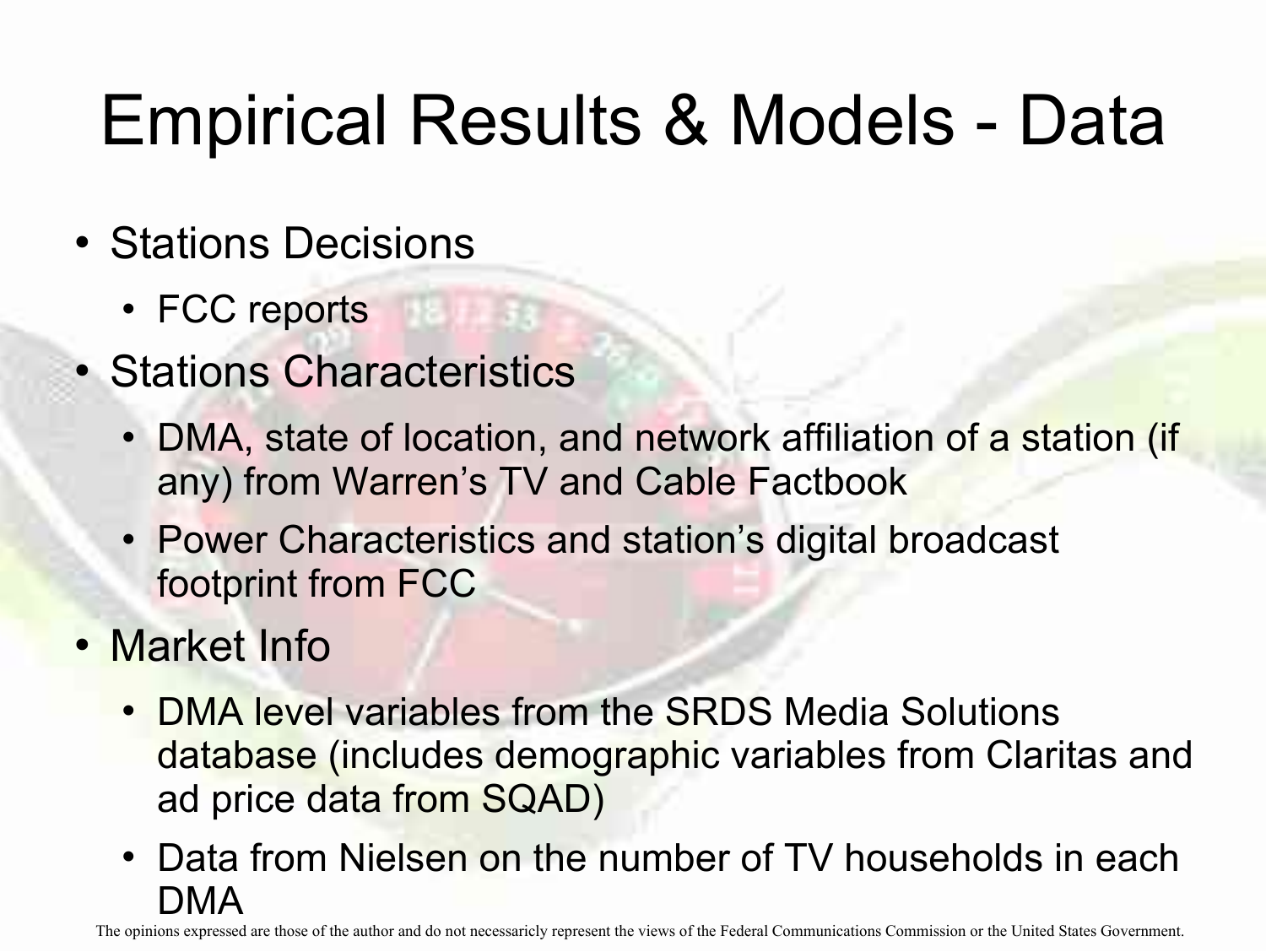# Empirical Results & Models - Data

- Stations Decisions
  - FCC reports
- Stations Characteristics
  - DMA, state of location, and network affiliation of a station (if any) from Warren's TV and Cable Factbook
  - Power Characteristics and station's digital broadcast footprint from FCC
- Market Info
  - DMA level variables from the SRDS Media Solutions database (includes demographic variables from Claritas and ad price data from SQAD)
  - Data from Nielsen on the number of TV households in each DMA

The opinions expressed are those of the author and do not necessaricly represent the views of the Federal Communications Commission or the United States Government.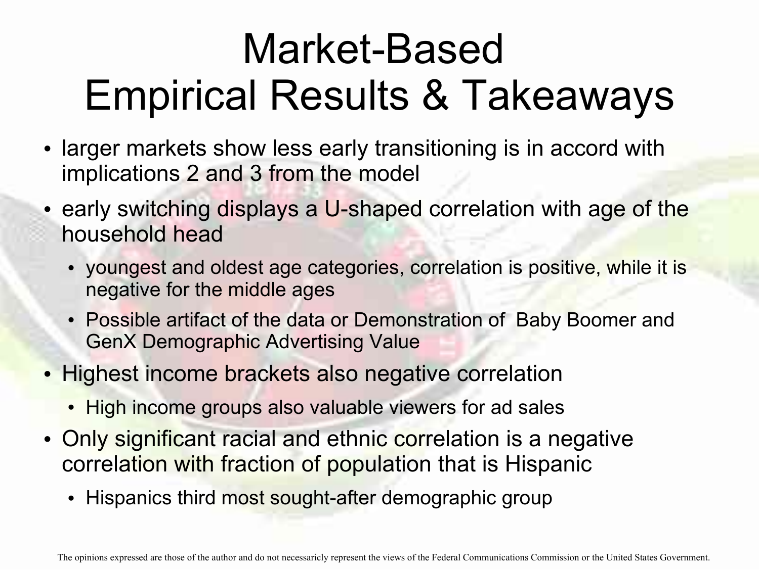# Market-Based Empirical Results & Takeaways

- larger markets show less early transitioning is in accord with implications 2 and 3 from the model
- early switching displays a U-shaped correlation with age of the household head
  - youngest and oldest age categories, correlation is positive, while it is negative for the middle ages
  - Possible artifact of the data or Demonstration of Baby Boomer and GenX Demographic Advertising Value
- Highest income brackets also negative correlation
  - High income groups also valuable viewers for ad sales
- Only significant racial and ethnic correlation is a negative correlation with fraction of population that is Hispanic
  - Hispanics third most sought-after demographic group

The opinions expressed are those of the author and do not necessaricly represent the views of the Federal Communications Commission or the United States Government.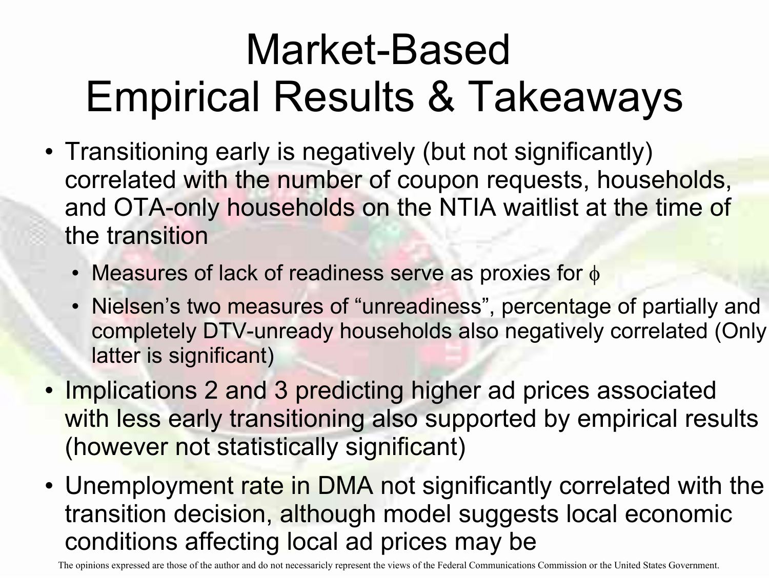# Market-Based Empirical Results & Takeaways

- Transitioning early is negatively (but not significantly) correlated with the number of coupon requests, households, and OTA-only households on the NTIA waitlist at the time of the transition
  - Measures of lack of readiness serve as proxies for $\phi$
  - Nielsen's two measures of "unreadiness", percentage of partially and completely DTV-unready households also negatively correlated (Only latter is significant)
- Implications 2 and 3 predicting higher ad prices associated with less early transitioning also supported by empirical results (however not statistically significant)
- Unemployment rate in DMA not significantly correlated with the transition decision, although model suggests local economic conditions affecting local ad prices may be

The opinions expressed are those of the author and do not necessaricly represent the views of the Federal Communications Commission or the United States Government.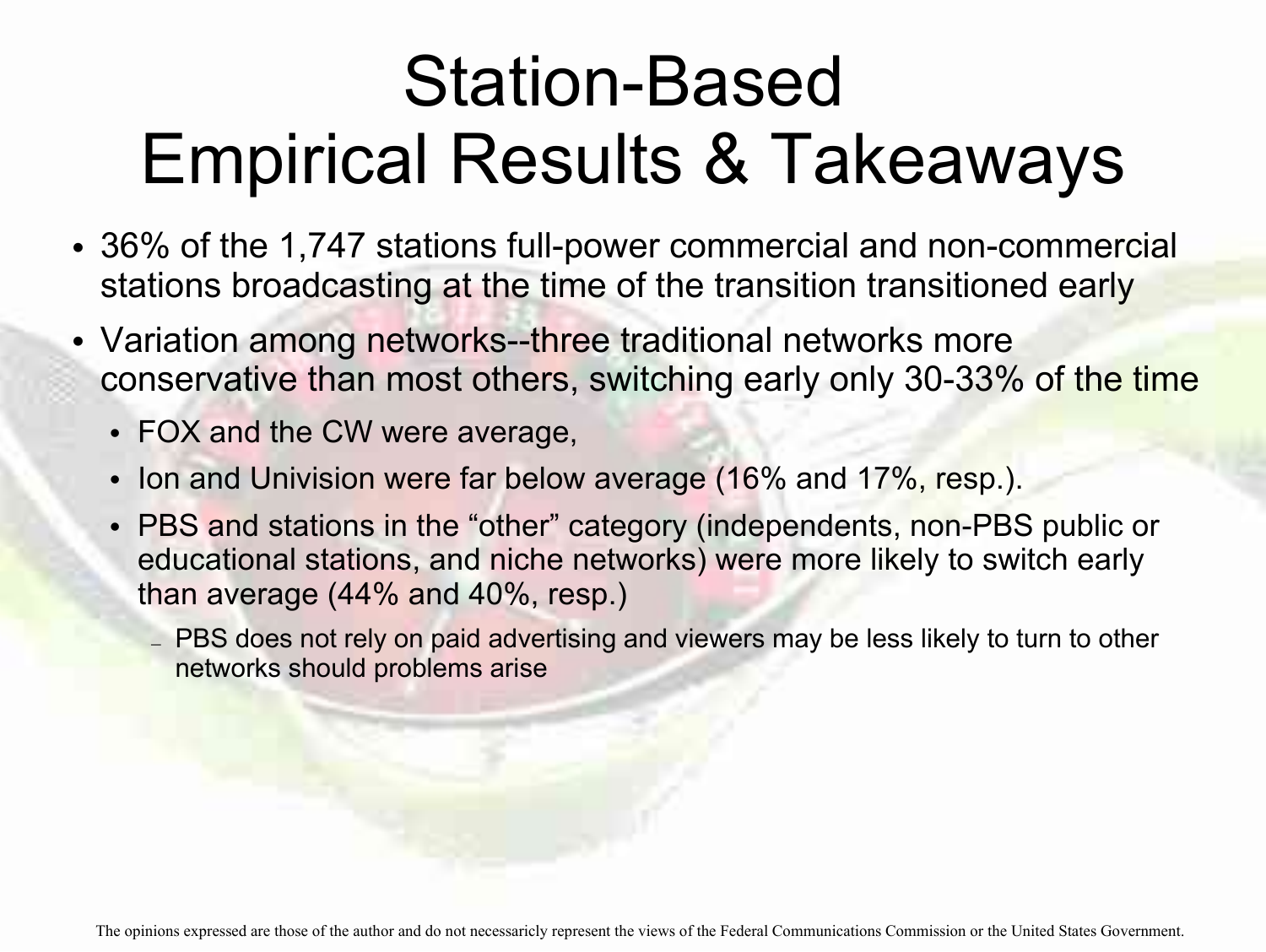# Station-Based Empirical Results & Takeaways

- 36% of the 1,747 stations full-power commercial and non-commercial stations broadcasting at the time of the transition transitioned early
- Variation among networks--three traditional networks more conservative than most others, switching early only 30-33% of the time
  - FOX and the CW were average,
  - Ion and Univision were far below average (16% and 17%, resp.).
  - PBS and stations in the “other” category (independents, non-PBS public or educational stations, and niche networks) were more likely to switch early than average (44% and 40%, resp.)
    - PBS does not rely on paid advertising and viewers may be less likely to turn to other networks should problems arise

The opinions expressed are those of the author and do not necessaricly represent the views of the Federal Communications Commission or the United States Government.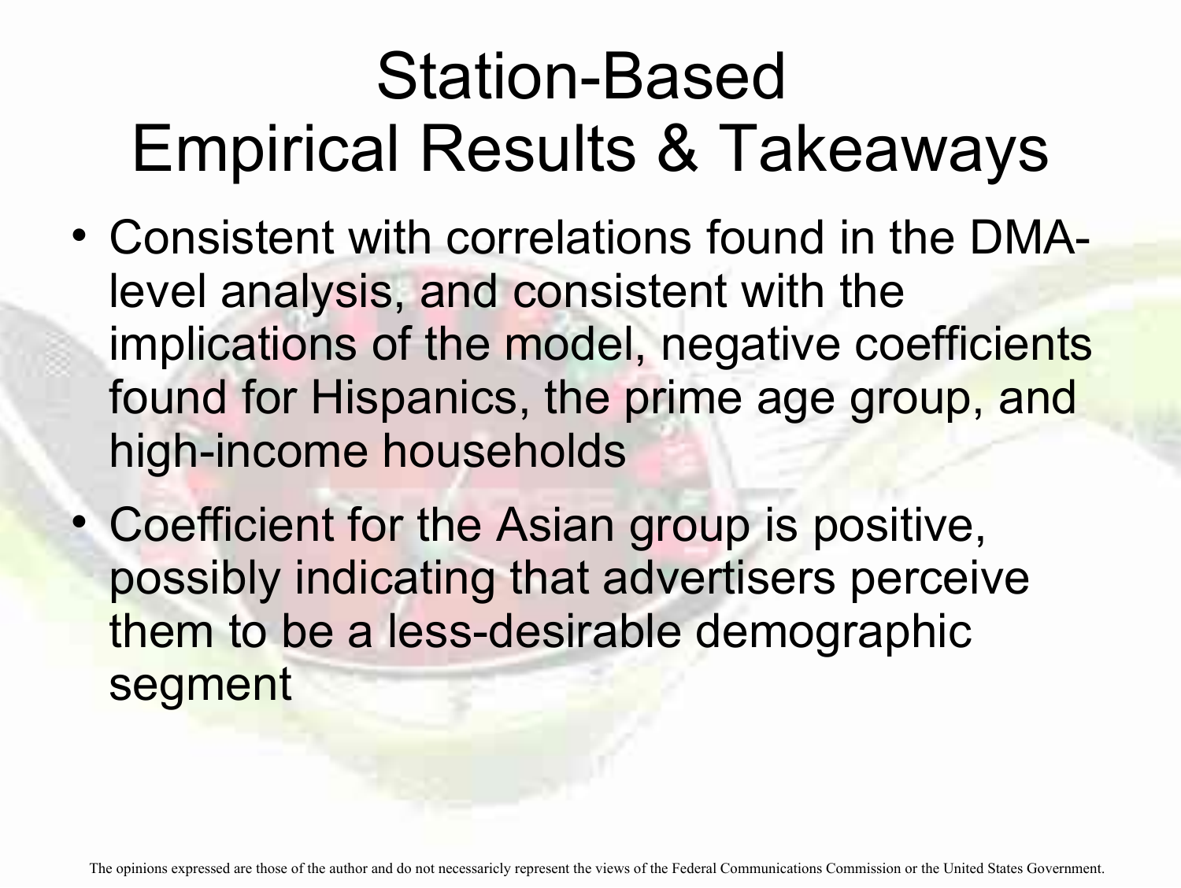# Station-Based Empirical Results & Takeaways

- Consistent with correlations found in the DMA-level analysis, and consistent with the implications of the model, negative coefficients found for Hispanics, the prime age group, and high-income households
- Coefficient for the Asian group is positive, possibly indicating that advertisers perceive them to be a less-desirable demographic segment

The opinions expressed are those of the author and do not necessaricly represent the views of the Federal Communications Commission or the United States Government.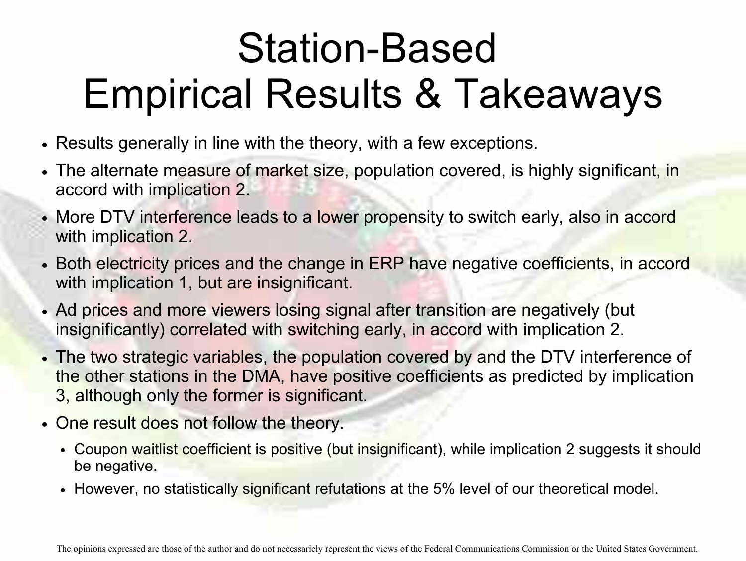# Station-Based Empirical Results & Takeaways

- Results generally in line with the theory, with a few exceptions.
- The alternate measure of market size, population covered, is highly significant, in accord with implication 2.
- More DTV interference leads to a lower propensity to switch early, also in accord with implication 2.
- Both electricity prices and the change in ERP have negative coefficients, in accord with implication 1, but are insignificant.
- Ad prices and more viewers losing signal after transition are negatively (but insignificantly) correlated with switching early, in accord with implication 2.
- The two strategic variables, the population covered by and the DTV interference of the other stations in the DMA, have positive coefficients as predicted by implication 3, although only the former is significant.
- One result does not follow the theory.
  - Coupon waitlist coefficient is positive (but insignificant), while implication 2 suggests it should be negative.
  - However, no statistically significant refutations at the 5% level of our theoretical model.

The opinions expressed are those of the author and do not necessaricly represent the views of the Federal Communications Commission or the United States Government.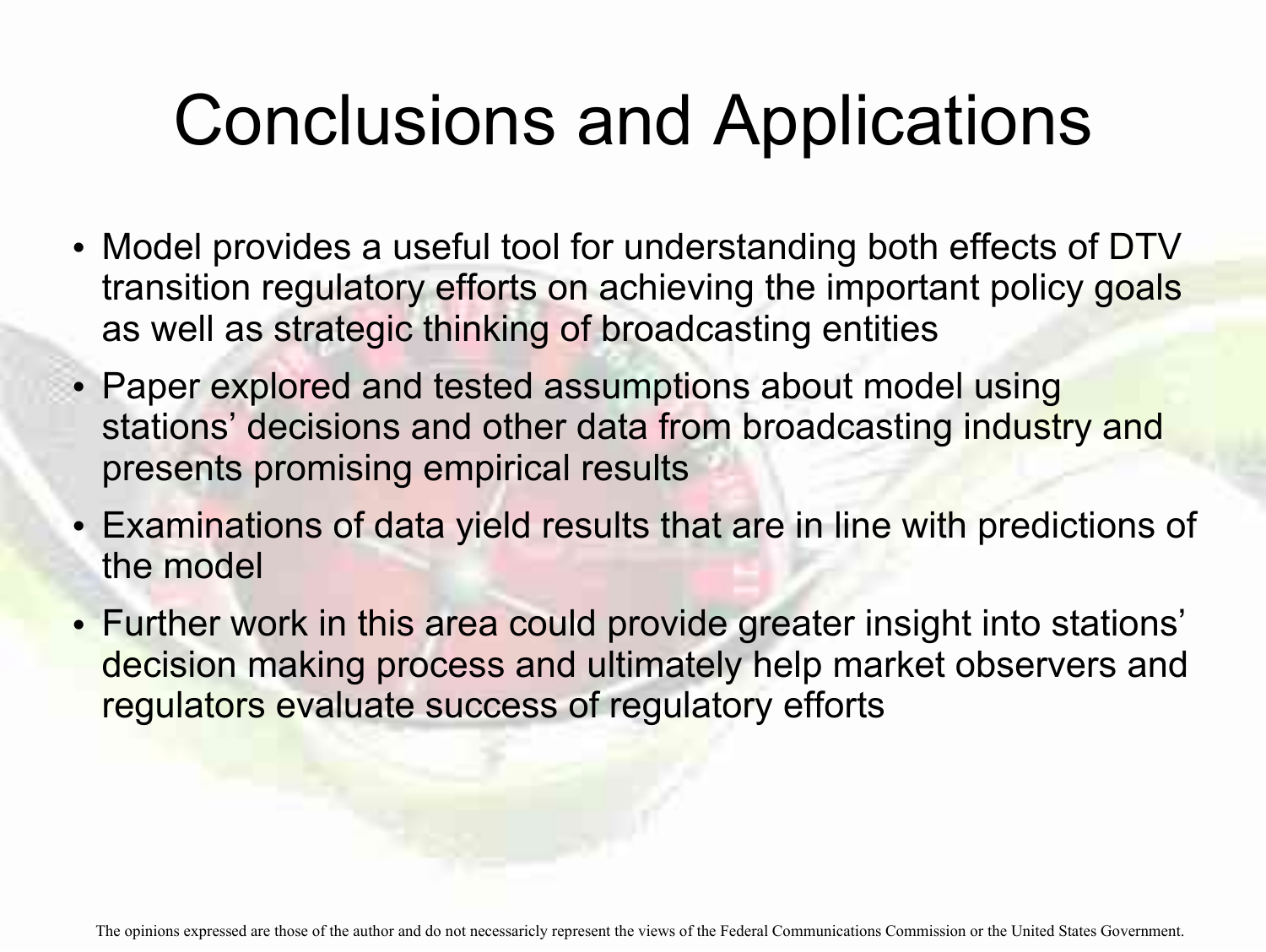# Conclusions and Applications

- Model provides a useful tool for understanding both effects of DTV transition regulatory efforts on achieving the important policy goals as well as strategic thinking of broadcasting entities
- Paper explored and tested assumptions about model using stations' decisions and other data from broadcasting industry and presents promising empirical results
- Examinations of data yield results that are in line with predictions of the model
- Further work in this area could provide greater insight into stations' decision making process and ultimately help market observers and regulators evaluate success of regulatory efforts

The opinions expressed are those of the author and do not necessaricly represent the views of the Federal Communications Commission or the United States Government.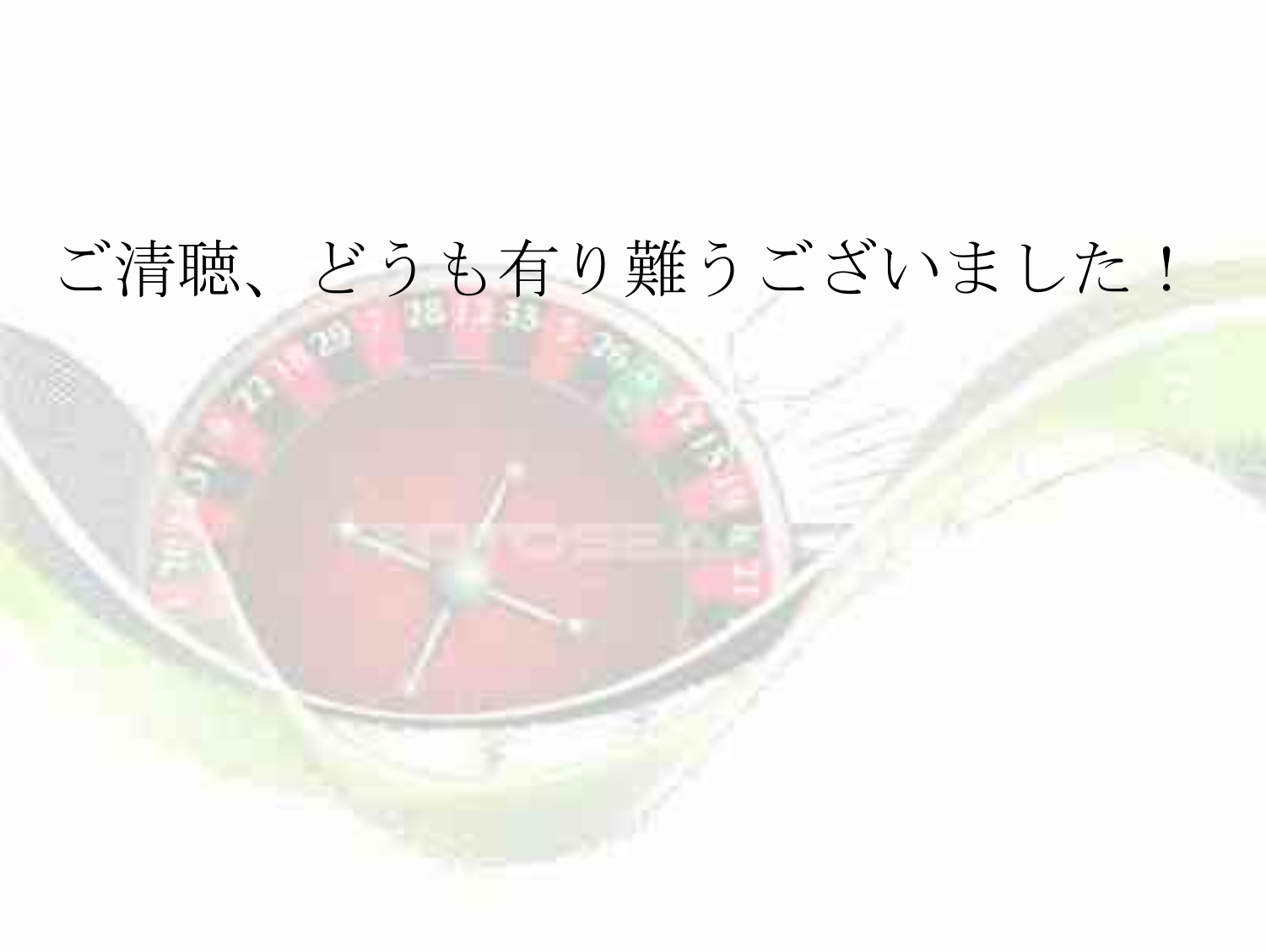ご清聴、どうも有り難うございました！